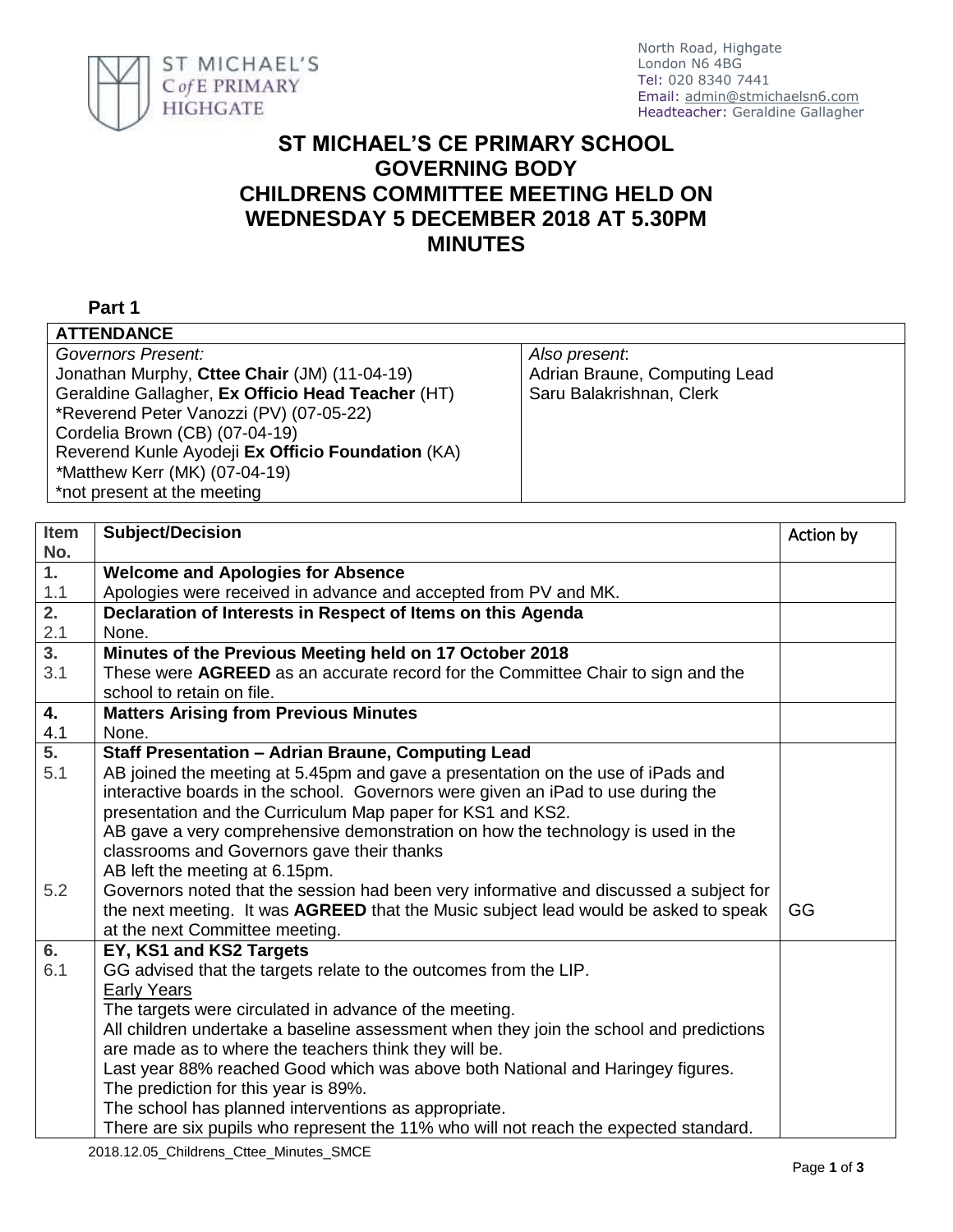ST MICHAEL'S C of E PRIMARY HIGHGATE

North Road, Highgate
London N6 4BG
Tel: 020 8340 7441
Email: admin@stmichaelsn6.com
Headteacher: Geraldine Gallagher

# ST MICHAEL'S CE PRIMARY SCHOOL GOVERNING BODY CHILDRENS COMMITTEE MEETING HELD ON WEDNESDAY 5 DECEMBER 2018 AT 5.30PM MINUTES

## Part 1

| **ATTENDANCE** | |
|---|---|
| *Governors Present:*<br>Jonathan Murphy, **Cttee Chair** (JM) (11-04-19)<br>Geraldine Gallagher, **Ex Officio Head Teacher** (HT)<br>*Reverend Peter Vanozzi (PV) (07-05-22)<br>Cordelia Brown (CB) (07-04-19)<br>Reverend Kunle Ayodeji **Ex Officio Foundation** (KA)<br>*Matthew Kerr (MK) (07-04-19)<br>*not present at the meeting | *Also present*:<br>Adrian Braune, Computing Lead<br>Saru Balakrishnan, Clerk |

| Item No. | Subject/Decision | Action by |
|---|---|---|
| **1.** | **Welcome and Apologies for Absence** | |
| 1.1 | Apologies were received in advance and accepted from PV and MK. | |
| **2.** | **Declaration of Interests in Respect of Items on this Agenda** | |
| 2.1 | None. | |
| **3.** | **Minutes of the Previous Meeting held on 17 October 2018** | |
| 3.1 | These were **AGREED** as an accurate record for the Committee Chair to sign and the school to retain on file. | |
| **4.** | **Matters Arising from Previous Minutes** | |
| 4.1 | None. | |
| **5.** | **Staff Presentation – Adrian Braune, Computing Lead** | |
| 5.1 | AB joined the meeting at 5.45pm and gave a presentation on the use of iPads and interactive boards in the school. Governors were given an iPad to use during the presentation and the Curriculum Map paper for KS1 and KS2.<br>AB gave a very comprehensive demonstration on how the technology is used in the classrooms and Governors gave their thanks<br>AB left the meeting at 6.15pm. | |
| 5.2 | Governors noted that the session had been very informative and discussed a subject for the next meeting. It was **AGREED** that the Music subject lead would be asked to speak at the next Committee meeting. | GG |
| **6.** | **EY, KS1 and KS2 Targets** | |
| 6.1 | GG advised that the targets relate to the outcomes from the LIP.<br><u>Early Years</u><br>The targets were circulated in advance of the meeting.<br>All children undertake a baseline assessment when they join the school and predictions are made as to where the teachers think they will be.<br>Last year 88% reached Good which was above both National and Haringey figures.<br>The prediction for this year is 89%.<br>The school has planned interventions as appropriate.<br>There are six pupils who represent the 11% who will not reach the expected standard. | |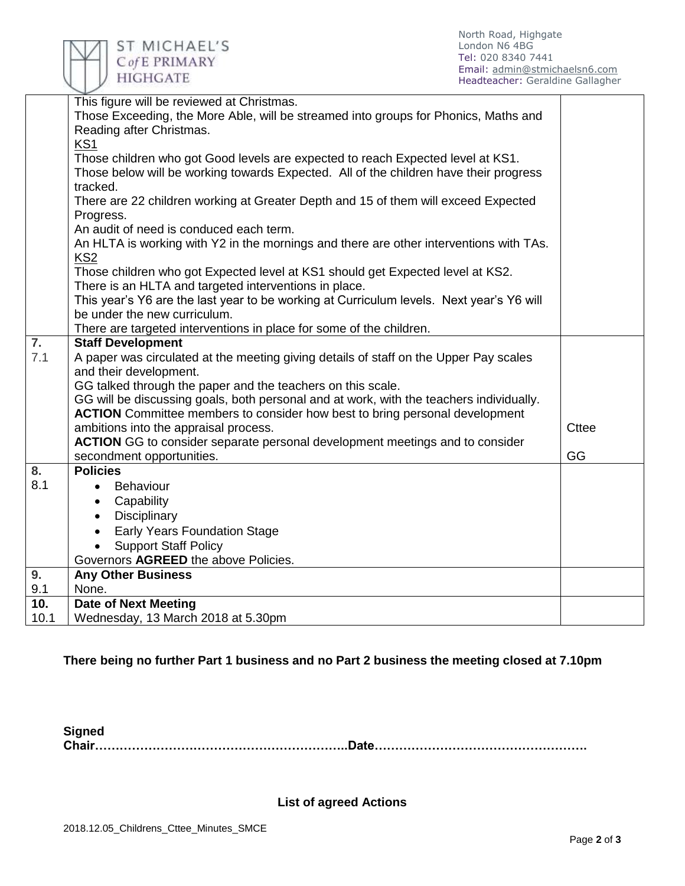| | | |
|---|---|---|
| | This figure will be reviewed at Christmas.<br>Those Exceeding, the More Able, will be streamed into groups for Phonics, Maths and Reading after Christmas.<br><u>KS1</u><br>Those children who got Good levels are expected to reach Expected level at KS1.<br>Those below will be working towards Expected. All of the children have their progress tracked.<br>There are 22 children working at Greater Depth and 15 of them will exceed Expected Progress.<br>An audit of need is conduced each term.<br>An HLTA is working with Y2 in the mornings and there are other interventions with TAs.<br><u>KS2</u><br>Those children who got Expected level at KS1 should get Expected level at KS2.<br>There is an HLTA and targeted interventions in place.<br>This year's Y6 are the last year to be working at Curriculum levels. Next year's Y6 will be under the new curriculum.<br>There are targeted interventions in place for some of the children. | |
| **7.**<br>7.1 | **Staff Development**<br>A paper was circulated at the meeting giving details of staff on the Upper Pay scales and their development.<br>GG talked through the paper and the teachers on this scale.<br>GG will be discussing goals, both personal and at work, with the teachers individually.<br>**ACTION** Committee members to consider how best to bring personal development ambitions into the appraisal process.<br>**ACTION** GG to consider separate personal development meetings and to consider secondment opportunities. | Cttee<br><br>GG |
| **8.**<br>8.1 | **Policies**<br>• Behaviour<br>• Capability<br>• Disciplinary<br>• Early Years Foundation Stage<br>• Support Staff Policy<br>Governors **AGREED** the above Policies. | |
| **9.**<br>9.1 | **Any Other Business**<br>None. | |
| **10.**<br>10.1 | **Date of Next Meeting**<br>Wednesday, 13 March 2018 at 5.30pm | |

**There being no further Part 1 business and no Part 2 business the meeting closed at 7.10pm**

**Signed Chair……………………………………………………..Date…………………………………………….**

**List of agreed Actions**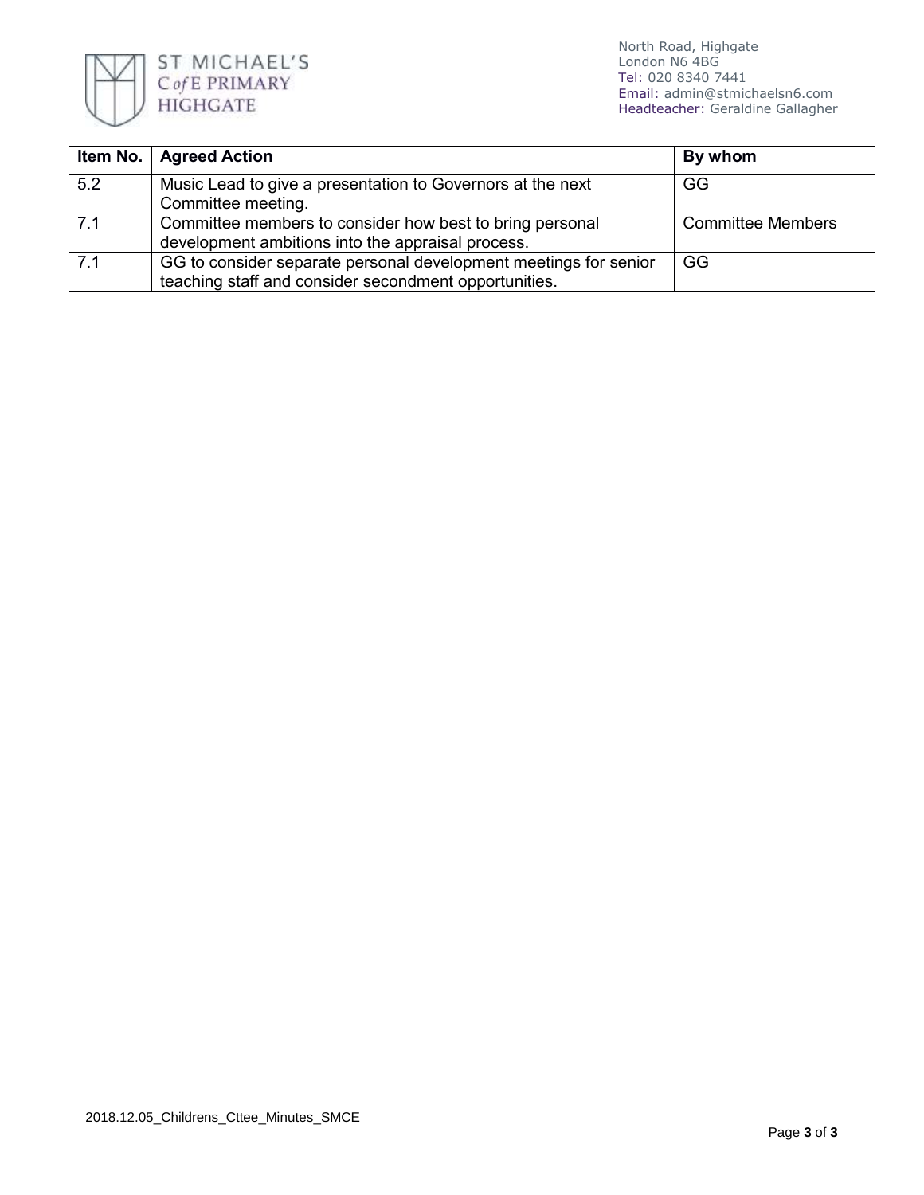| Item No. | Agreed Action | By whom |
|---|---|---|
| 5.2 | Music Lead to give a presentation to Governors at the next Committee meeting. | GG |
| 7.1 | Committee members to consider how best to bring personal development ambitions into the appraisal process. | Committee Members |
| 7.1 | GG to consider separate personal development meetings for senior teaching staff and consider secondment opportunities. | GG |